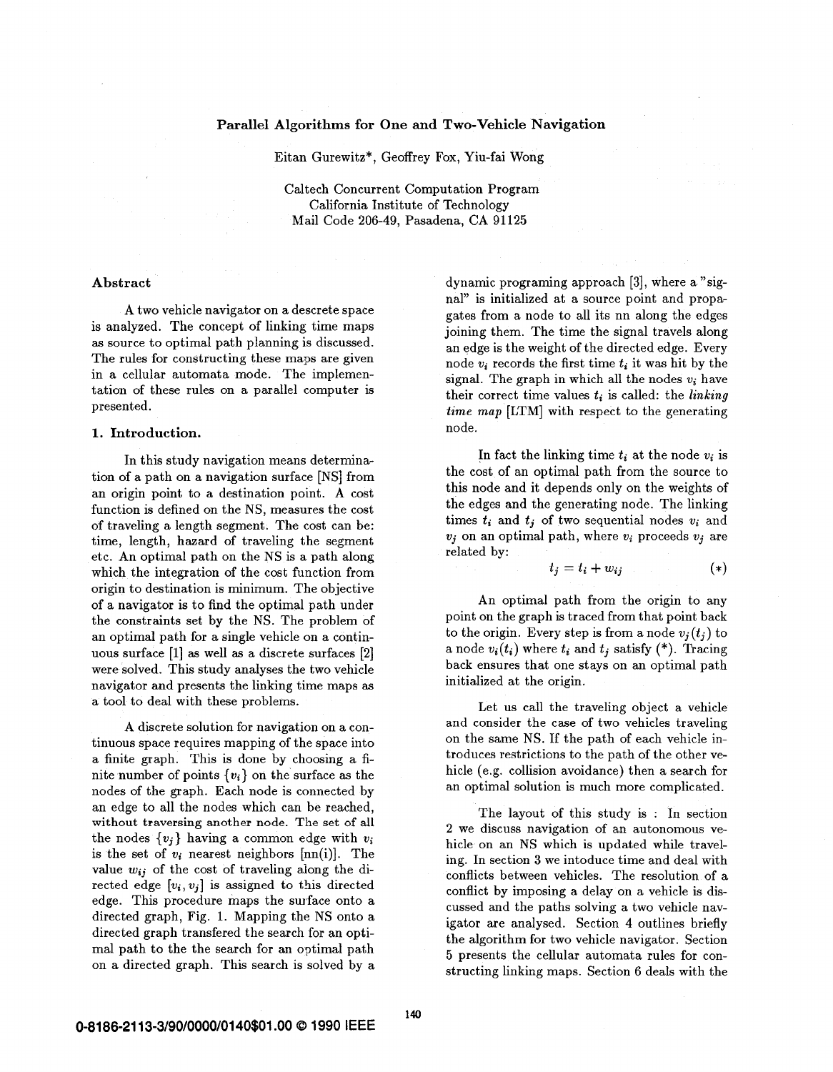# Parallel Algorithms for One and Two-Vehicle Navigation

Eitan Gurewitz*, Geoffrey Fox, Yiu-fai Wong

Caltech Concurrent Computation Program
California Institute of Technology
Mail Code 206-49, Pasadena, CA 91125

## Abstract

A two vehicle navigator on a descrete space is analyzed. The concept of linking time maps as source to optimal path planning is discussed. The rules for constructing these maps are given in a cellular automata mode. The implementation of these rules on a parallel computer is presented.

## 1. Introduction.

In this study navigation means determination of a path on a navigation surface [NS] from an origin point to a destination point. A cost function is defined on the NS, measures the cost of traveling a length segment. The cost can be: time, length, hazard of traveling the segment etc. An optimal path on the NS is a path along which the integration of the cost function from origin to destination is minimum. The objective of a navigator is to find the optimal path under the constraints set by the NS. The problem of an optimal path for a single vehicle on a continuous surface [1] as well as a discrete surfaces [2] were solved. This study analyses the two vehicle navigator and presents the linking time maps as a tool to deal with these problems.

A discrete solution for navigation on a continuous space requires mapping of the space into a finite graph. This is done by choosing a finite number of points $\{v_i\}$ on the surface as the nodes of the graph. Each node is connected by an edge to all the nodes which can be reached, without traversing another node. The set of all the nodes $\{v_j\}$ having a common edge with $v_i$ is the set of $v_i$ nearest neighbors [nn(i)]. The value $w_{ij}$ of the cost of traveling along the directed edge $[v_i, v_j]$ is assigned to this directed edge. This procedure maps the surface onto a directed graph, Fig. 1. Mapping the NS onto a directed graph transfered the search for an optimal path to the the search for an optimal path on a directed graph. This search is solved by a dynamic programing approach [3], where a "signal" is initialized at a source point and propagates from a node to all its nn along the edges joining them. The time the signal travels along an edge is the weight of the directed edge. Every node $v_i$ records the first time $t_i$ it was hit by the signal. The graph in which all the nodes $v_i$ have their correct time values $t_i$ is called: the *linking time map* [LTM] with respect to the generating node.

In fact the linking time $t_i$ at the node $v_i$ is the cost of an optimal path from the source to this node and it depends only on the weights of the edges and the generating node. The linking times $t_i$ and $t_j$ of two sequential nodes $v_i$ and $v_j$ on an optimal path, where $v_i$ proceeds $v_j$ are related by:

$$t_j = t_i + w_{ij} \qquad (*)$$

An optimal path from the origin to any point on the graph is traced from that point back to the origin. Every step is from a node $v_j(t_j)$ to a node $v_i(t_i)$ where $t_i$ and $t_j$ satisfy (*). Tracing back ensures that one stays on an optimal path initialized at the origin.

Let us call the traveling object a vehicle and consider the case of two vehicles traveling on the same NS. If the path of each vehicle introduces restrictions to the path of the other vehicle (e.g. collision avoidance) then a search for an optimal solution is much more complicated.

The layout of this study is : In section 2 we discuss navigation of an autonomous vehicle on an NS which is updated while traveling. In section 3 we intoduce time and deal with conflicts between vehicles. The resolution of a conflict by imposing a delay on a vehicle is discussed and the paths solving a two vehicle navigator are analysed. Section 4 outlines briefly the algorithm for two vehicle navigator. Section 5 presents the cellular automata rules for constructing linking maps. Section 6 deals with the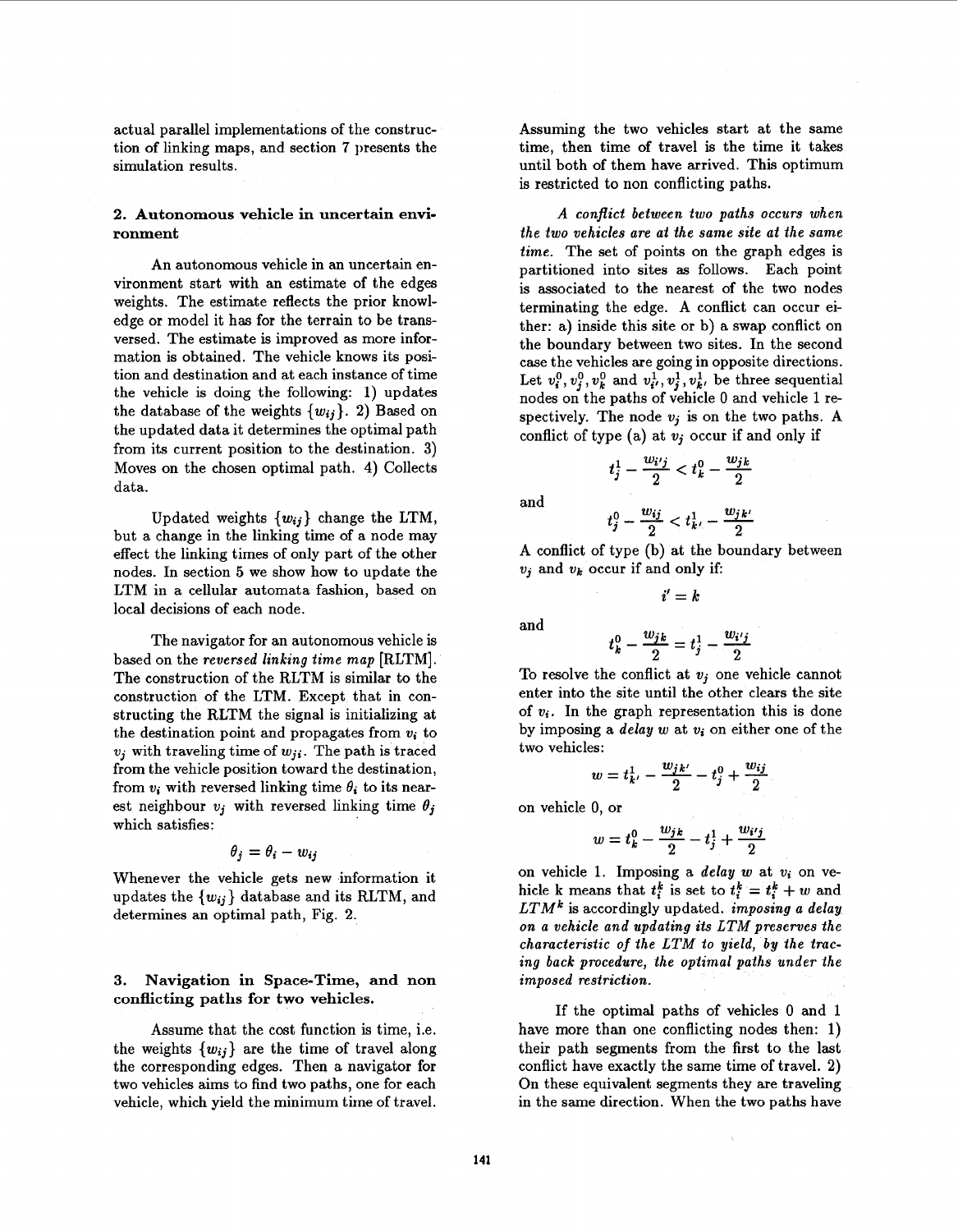actual parallel implementations of the construction of linking maps, and section 7 presents the simulation results.

## 2. Autonomous vehicle in uncertain environment

An autonomous vehicle in an uncertain environment start with an estimate of the edges weights. The estimate reflects the prior knowledge or model it has for the terrain to be transversed. The estimate is improved as more information is obtained. The vehicle knows its position and destination and at each instance of time the vehicle is doing the following: 1) updates the database of the weights $\{w_{ij}\}$. 2) Based on the updated data it determines the optimal path from its current position to the destination. 3) Moves on the chosen optimal path. 4) Collects data.

Updated weights $\{w_{ij}\}$ change the LTM, but a change in the linking time of a node may effect the linking times of only part of the other nodes. In section 5 we show how to update the LTM in a cellular automata fashion, based on local decisions of each node.

The navigator for an autonomous vehicle is based on the *reversed linking time map* [RLTM]. The construction of the RLTM is similar to the construction of the LTM. Except that in constructing the RLTM the signal is initializing at the destination point and propagates from $v_i$ to $v_j$ with traveling time of $w_{ji}$. The path is traced from the vehicle position toward the destination, from $v_i$ with reversed linking time $\theta_i$ to its nearest neighbour $v_j$ with reversed linking time $\theta_j$ which satisfies:

$$\theta_j = \theta_i - w_{ij}$$

Whenever the vehicle gets new information it updates the $\{w_{ij}\}$ database and its RLTM, and determines an optimal path, Fig. 2.

## 3. Navigation in Space-Time, and non conflicting paths for two vehicles.

Assume that the cost function is time, i.e. the weights $\{w_{ij}\}$ are the time of travel along the corresponding edges. Then a navigator for two vehicles aims to find two paths, one for each vehicle, which yield the minimum time of travel. Assuming the two vehicles start at the same time, then time of travel is the time it takes until both of them have arrived. This optimum is restricted to non conflicting paths.

*A conflict between two paths occurs when the two vehicles are at the same site at the same time.* The set of points on the graph edges is partitioned into sites as follows. Each point is associated to the nearest of the two nodes terminating the edge. A conflict can occur either: a) inside this site or b) a swap conflict on the boundary between two sites. In the second case the vehicles are going in opposite directions. Let $v_i^0, v_j^0, v_k^0$ and $v_{i'}^1, v_j^1, v_{k'}^1$ be three sequential nodes on the paths of vehicle 0 and vehicle 1 respectively. The node $v_j$ is on the two paths. A conflict of type (a) at $v_j$ occur if and only if

$$t_j^1 - \frac{w_{i'j}}{2} < t_k^0 - \frac{w_{jk}}{2}$$

and

$$t_j^0 - \frac{w_{ij}}{2} < t_{k'}^1 - \frac{w_{jk'}}{2}$$

A conflict of type (b) at the boundary between $v_j$ and $v_k$ occur if and only if:

$$i' = k$$

and

$$t_k^0 - \frac{w_{jk}}{2} = t_j^1 - \frac{w_{i'j}}{2}$$

To resolve the conflict at $v_j$ one vehicle cannot enter into the site until the other clears the site of $v_i$. In the graph representation this is done by imposing a *delay* $w$ at $v_i$ on either one of the two vehicles:

$$w = t_{k'}^1 - \frac{w_{jk'}}{2} - t_j^0 + \frac{w_{ij}}{2}$$

on vehicle 0, or

$$w = t_k^0 - \frac{w_{jk}}{2} - t_j^1 + \frac{w_{i'j}}{2}$$

on vehicle 1. Imposing a *delay* $w$ at $v_i$ on vehicle k means that $t_i^k$ is set to $t_i^k = t_i^k + w$ and $LTM^k$ is accordingly updated. *imposing a delay on a vehicle and updating its LTM preserves the characteristic of the LTM to yield, by the tracing back procedure, the optimal paths under the imposed restriction.*

If the optimal paths of vehicles 0 and 1 have more than one conflicting nodes then: 1) their path segments from the first to the last conflict have exactly the same time of travel. 2) On these equivalent segments they are traveling in the same direction. When the two paths have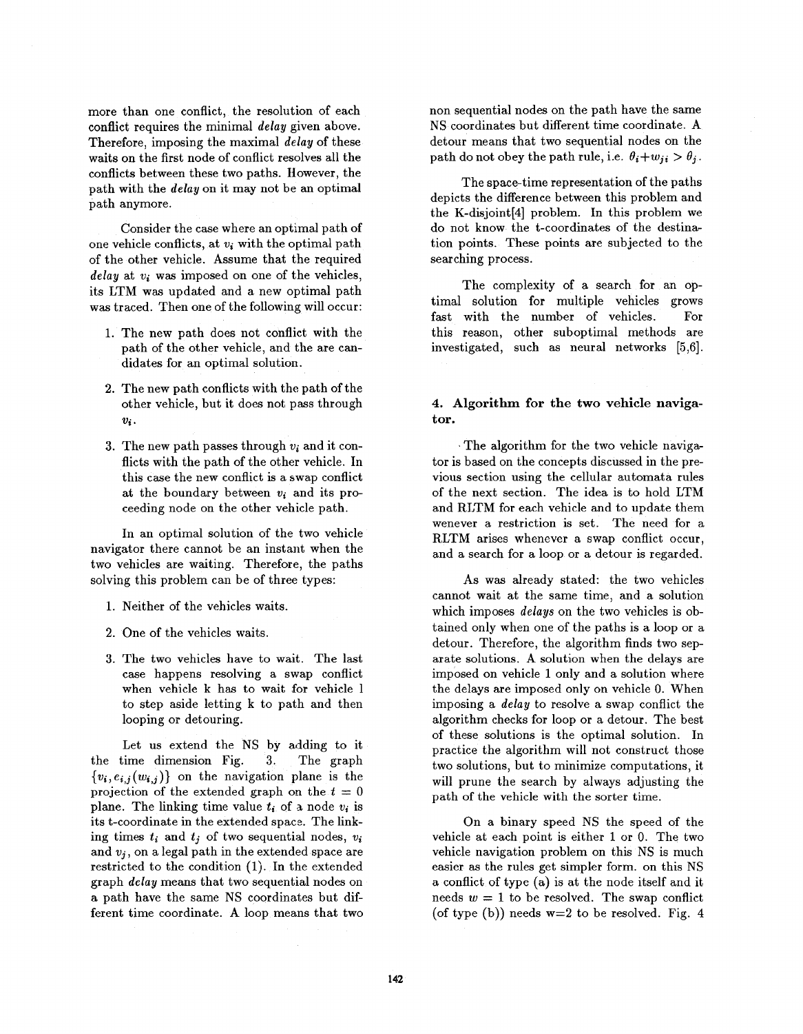more than one conflict, the resolution of each conflict requires the minimal *delay* given above. Therefore, imposing the maximal *delay* of these waits on the first node of conflict resolves all the conflicts between these two paths. However, the path with the *delay* on it may not be an optimal path anymore.

Consider the case where an optimal path of one vehicle conflicts, at $v_i$ with the optimal path of the other vehicle. Assume that the required *delay* at $v_i$ was imposed on one of the vehicles, its LTM was updated and a new optimal path was traced. Then one of the following will occur:

1. The new path does not conflict with the path of the other vehicle, and the are candidates for an optimal solution.
2. The new path conflicts with the path of the other vehicle, but it does not pass through $v_i$.
3. The new path passes through $v_i$ and it conflicts with the path of the other vehicle. In this case the new conflict is a swap conflict at the boundary between $v_i$ and its proceeding node on the other vehicle path.

In an optimal solution of the two vehicle navigator there cannot be an instant when the two vehicles are waiting. Therefore, the paths solving this problem can be of three types:

1. Neither of the vehicles waits.
2. One of the vehicles waits.
3. The two vehicles have to wait. The last case happens resolving a swap conflict when vehicle k has to wait for vehicle l to step aside letting k to path and then looping or detouring.

Let us extend the NS by adding to it the time dimension Fig. 3. The graph $\{v_i, e_{i,j}(w_{i,j})\}$ on the navigation plane is the projection of the extended graph on the $t = 0$ plane. The linking time value $t_i$ of a node $v_i$ is its t-coordinate in the extended space. The linking times $t_i$ and $t_j$ of two sequential nodes, $v_i$ and $v_j$, on a legal path in the extended space are restricted to the condition (1). In the extended graph *delay* means that two sequential nodes on a path have the same NS coordinates but different time coordinate. A loop means that two non sequential nodes on the path have the same NS coordinates but different time coordinate. A detour means that two sequential nodes on the path do not obey the path rule, i.e. $\theta_i + w_{ji} > \theta_j$.

The space-time representation of the paths depicts the difference between this problem and the K-disjoint[4] problem. In this problem we do not know the t-coordinates of the destination points. These points are subjected to the searching process.

The complexity of a search for an optimal solution for multiple vehicles grows fast with the number of vehicles. For this reason, other suboptimal methods are investigated, such as neural networks [5,6].

## 4. Algorithm for the two vehicle navigator.

The algorithm for the two vehicle navigator is based on the concepts discussed in the previous section using the cellular automata rules of the next section. The idea is to hold LTM and RLTM for each vehicle and to update them wenever a restriction is set. The need for a RLTM arises whenever a swap conflict occur, and a search for a loop or a detour is regarded.

As was already stated: the two vehicles cannot wait at the same time, and a solution which imposes *delays* on the two vehicles is obtained only when one of the paths is a loop or a detour. Therefore, the algorithm finds two separate solutions. A solution when the delays are imposed on vehicle 1 only and a solution where the delays are imposed only on vehicle 0. When imposing a *delay* to resolve a swap conflict the algorithm checks for loop or a detour. The best of these solutions is the optimal solution. In practice the algorithm will not construct those two solutions, but to minimize computations, it will prune the search by always adjusting the path of the vehicle with the sorter time.

On a binary speed NS the speed of the vehicle at each point is either 1 or 0. The two vehicle navigation problem on this NS is much easier as the rules get simpler form. on this NS a conflict of type (a) is at the node itself and it needs $w = 1$ to be resolved. The swap conflict (of type (b)) needs w=2 to be resolved. Fig. 4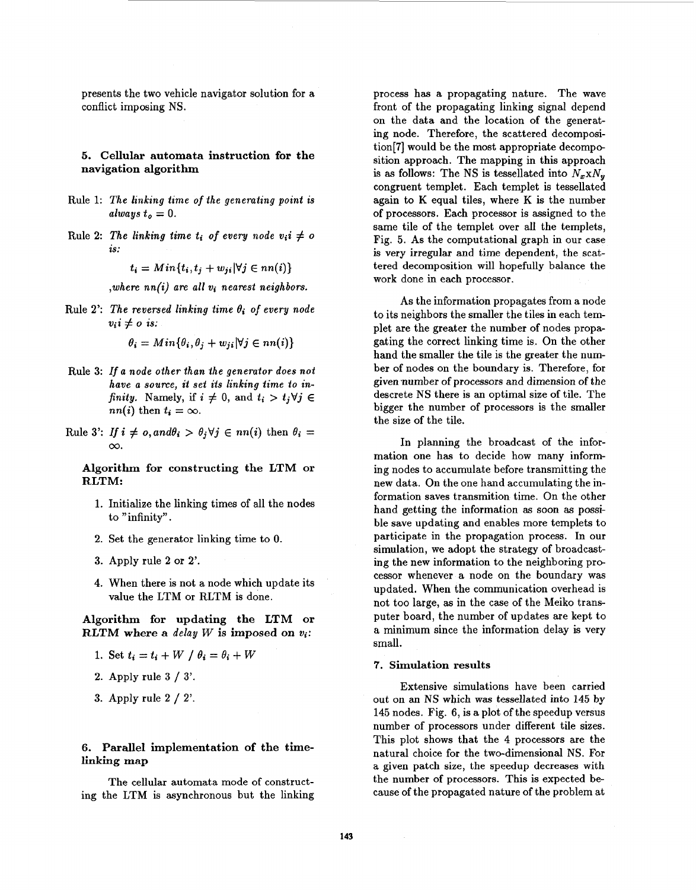presents the two vehicle navigator solution for a conflict imposing NS.

## 5. Cellular automata instruction for the navigation algorithm

Rule 1: *The linking time of the generating point is always* $t_o = 0$.

Rule 2: *The linking time* $t_i$ *of every node* $v_i i \neq o$ *is:*

$$t_i = Min\{t_i, t_j + w_{ji} | \forall j \in nn(i)\}$$

*,where* $nn(i)$ *are all* $v_i$ *nearest neighbors.*

Rule 2': *The reversed linking time* $\theta_i$ *of every node* $v_i i \neq o$ *is:*

$$\theta_i = Min\{\theta_i, \theta_j + w_{ji} | \forall j \in nn(i)\}$$

Rule 3: *If a node other than the generator does not have a source, it set its linking time to infinity.* Namely, if $i \neq 0$, and $t_i > t_j \forall j \in nn(i)$ then $t_i = \infty$.

Rule 3': *If* $i \neq o, and \theta_i > \theta_j \forall j \in nn(i)$ then $\theta_i = \infty$.

**Algorithm for constructing the LTM or RLTM:**

1. Initialize the linking times of all the nodes to "infinity".
2. Set the generator linking time to 0.
3. Apply rule 2 or 2'.
4. When there is not a node which update its value the LTM or RLTM is done.

**Algorithm for updating the LTM or RLTM where a *delay W* is imposed on $v_i$:**

1. Set $t_i = t_i + W$ / $\theta_i = \theta_i + W$
2. Apply rule 3 / 3'.
3. Apply rule 2 / 2'.

## 6. Parallel implementation of the time-linking map

The cellular automata mode of constructing the LTM is asynchronous but the linking process has a propagating nature. The wave front of the propagating linking signal depend on the data and the location of the generating node. Therefore, the scattered decomposition[7] would be the most appropriate decomposition approach. The mapping in this approach is as follows: The NS is tessellated into $N_x x N_y$ congruent templet. Each templet is tessellated again to K equal tiles, where K is the number of processors. Each processor is assigned to the same tile of the templet over all the templets, Fig. 5. As the computational graph in our case is very irregular and time dependent, the scattered decomposition will hopefully balance the work done in each processor.

As the information propagates from a node to its neighbors the smaller the tiles in each templet are the greater the number of nodes propagating the correct linking time is. On the other hand the smaller the tile is the greater the number of nodes on the boundary is. Therefore, for given number of processors and dimension of the descrete NS there is an optimal size of tile. The bigger the number of processors is the smaller the size of the tile.

In planning the broadcast of the information one has to decide how many informing nodes to accumulate before transmitting the new data. On the one hand accumulating the information saves transmition time. On the other hand getting the information as soon as possible save updating and enables more templets to participate in the propagation process. In our simulation, we adopt the strategy of broadcasting the new information to the neighboring processor whenever a node on the boundary was updated. When the communication overhead is not too large, as in the case of the Meiko transputer board, the number of updates are kept to a minimum since the information delay is very small.

## 7. Simulation results

Extensive simulations have been carried out on an NS which was tessellated into 145 by 145 nodes. Fig. 6, is a plot of the speedup versus number of processors under different tile sizes. This plot shows that the 4 processors are the natural choice for the two-dimensional NS. For a given patch size, the speedup decreases with the number of processors. This is expected because of the propagated nature of the problem at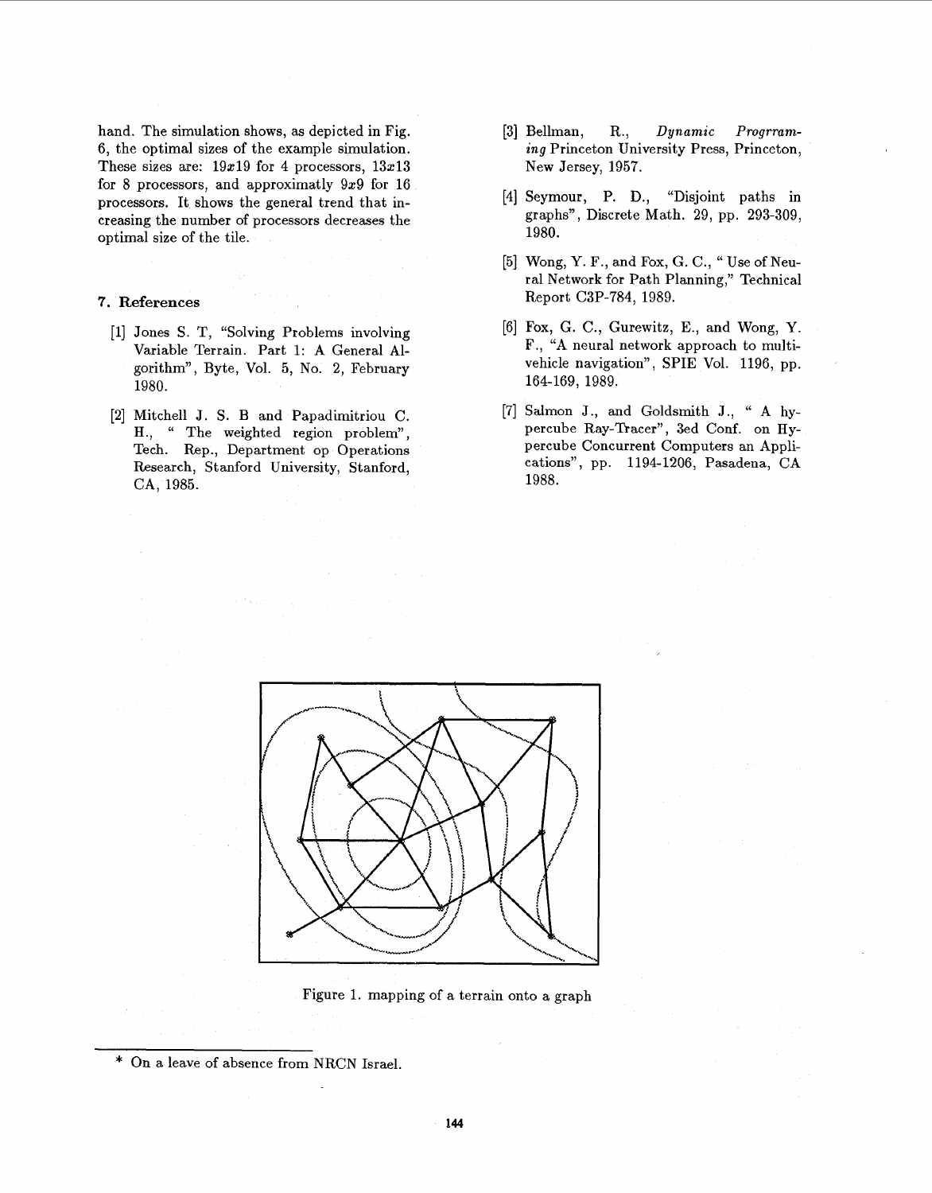hand. The simulation shows, as depicted in Fig. 6, the optimal sizes of the example simulation. These sizes are: $19x19$ for 4 processors, $13x13$ for 8 processors, and approximatly $9x9$ for 16 processors. It shows the general trend that increasing the number of processors decreases the optimal size of the tile.

## 7. References

[1] Jones S. T, "Solving Problems involving Variable Terrain. Part 1: A General Algorithm", Byte, Vol. 5, No. 2, February 1980.

[2] Mitchell J. S. B and Papadimitriou C. H., " The weighted region problem", Tech. Rep., Department op Operations Research, Stanford University, Stanford, CA, 1985.

[3] Bellman, R., *Dynamic Progrramming* Princeton University Press, Princeton, New Jersey, 1957.

[4] Seymour, P. D., "Disjoint paths in graphs", Discrete Math. 29, pp. 293-309, 1980.

[5] Wong, Y. F., and Fox, G. C., " Use of Neural Network for Path Planning," Technical Report C3P-784, 1989.

[6] Fox, G. C., Gurewitz, E., and Wong, Y. F., "A neural network approach to multivehicle navigation", SPIE Vol. 1196, pp. 164-169, 1989.

[7] Salmon J., and Goldsmith J., " A hypercube Ray-Tracer", 3ed Conf. on Hypercube Concurrent Computers an Applications", pp. 1194-1206, Pasadena, CA 1988.

Figure 1. mapping of a terrain onto a graph

* On a leave of absence from NRCN Israel.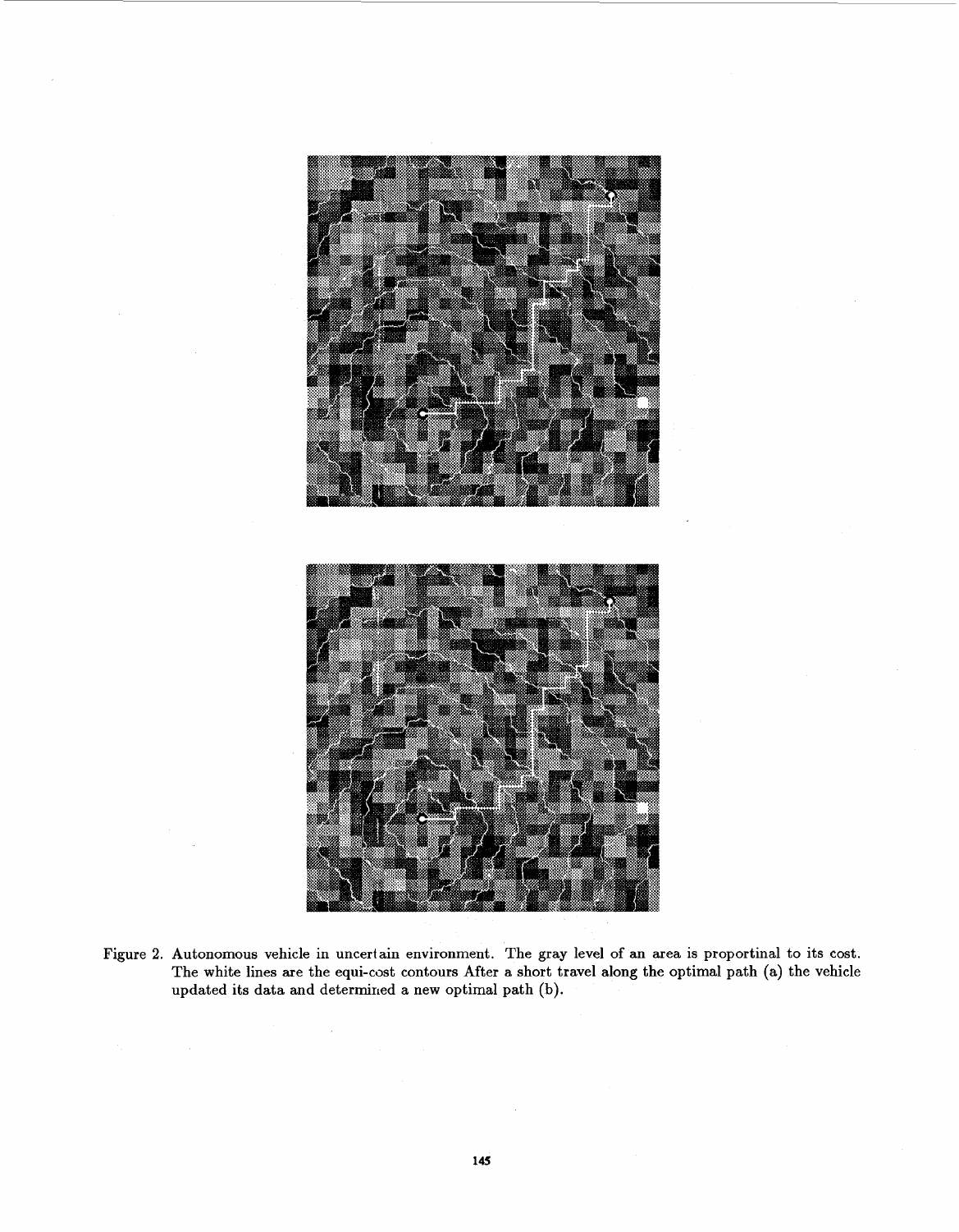Figure 2. Autonomous vehicle in uncertain environment. The gray level of an area is proportinal to its cost. The white lines are the equi-cost contours After a short travel along the optimal path (a) the vehicle updated its data and determined a new optimal path (b).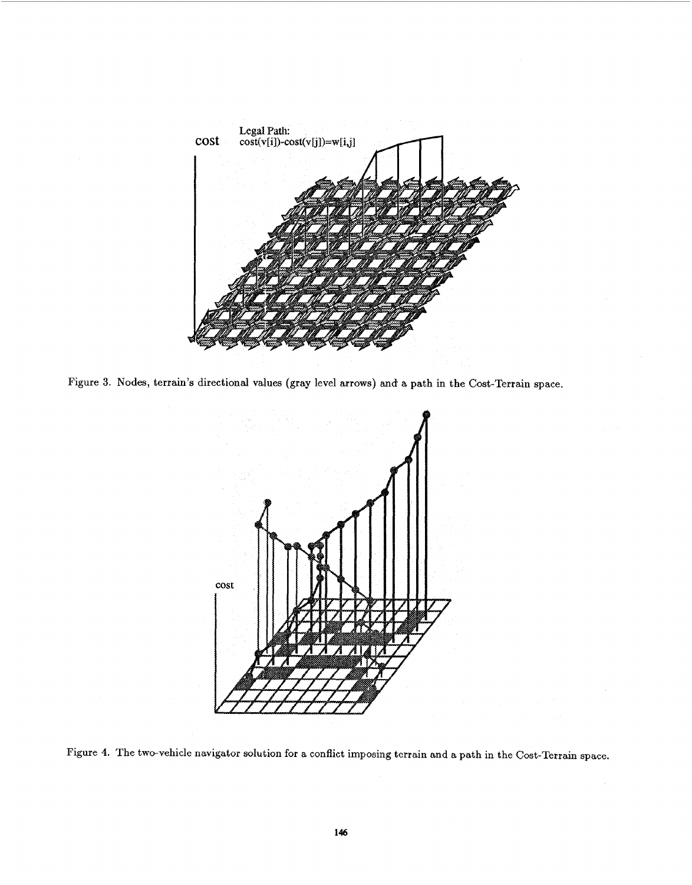Figure 3. Nodes, terrain's directional values (gray level arrows) and a path in the Cost-Terrain space.

Figure 4. The two-vehicle navigator solution for a conflict imposing terrain and a path in the Cost-Terrain space.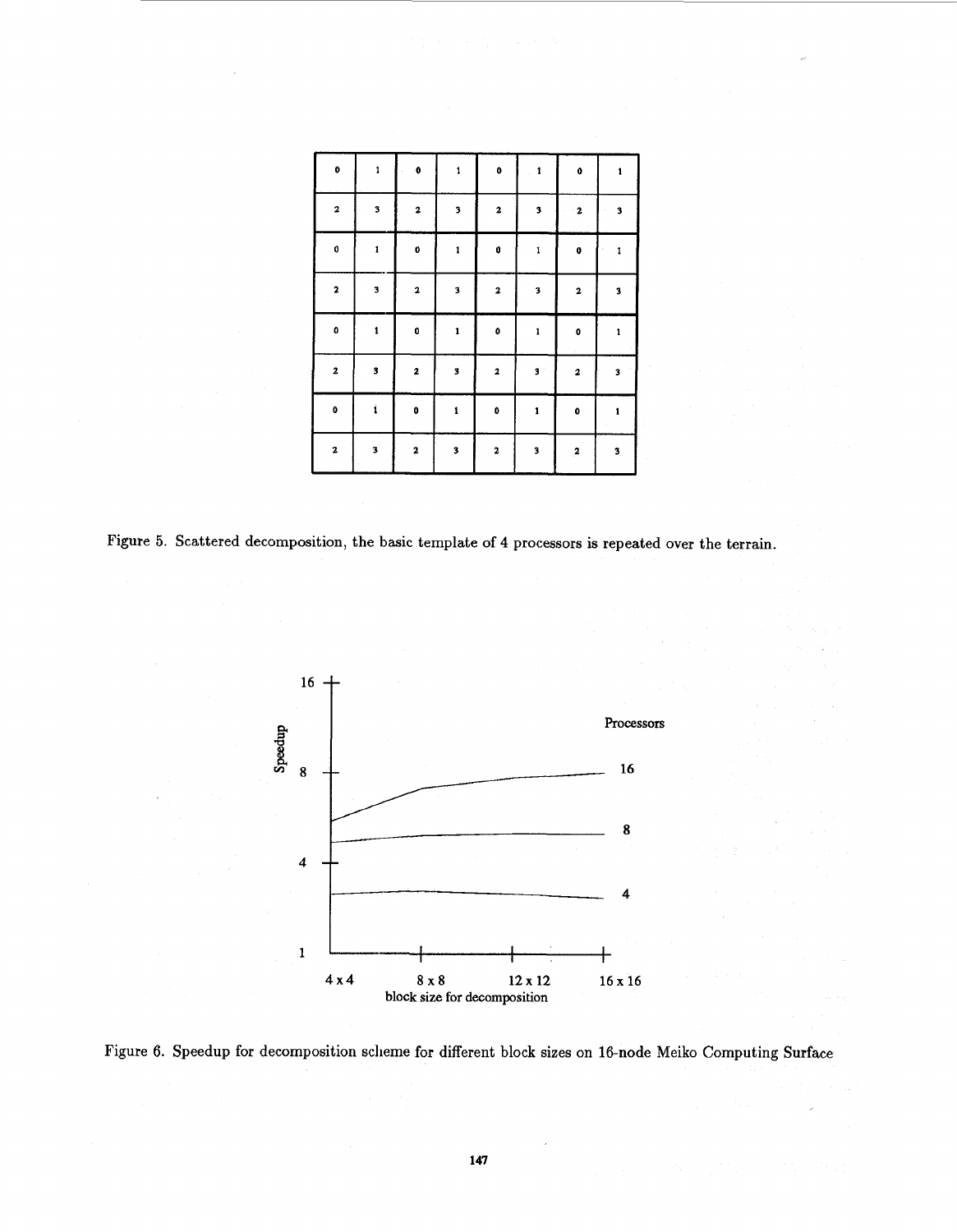| | | | | | | | |
|---|---|---|---|---|---|---|---|
| 0 | 1 | 0 | 1 | 0 | 1 | 0 | 1 |
| 2 | 3 | 2 | 3 | 2 | 3 | 2 | 3 |
| 0 | 1 | 0 | 1 | 0 | 1 | 0 | 1 |
| 2 | 3 | 2 | 3 | 2 | 3 | 2 | 3 |
| 0 | 1 | 0 | 1 | 0 | 1 | 0 | 1 |
| 2 | 3 | 2 | 3 | 2 | 3 | 2 | 3 |
| 0 | 1 | 0 | 1 | 0 | 1 | 0 | 1 |
| 2 | 3 | 2 | 3 | 2 | 3 | 2 | 3 |

Figure 5. Scattered decomposition, the basic template of 4 processors is repeated over the terrain.

Speedup

16

8

4

1

Processors

16

8

4

4 x 4

8 x 8

12 x 12

16 x 16

block size for decomposition

Figure 6. Speedup for decomposition scheme for different block sizes on 16-node Meiko Computing Surface